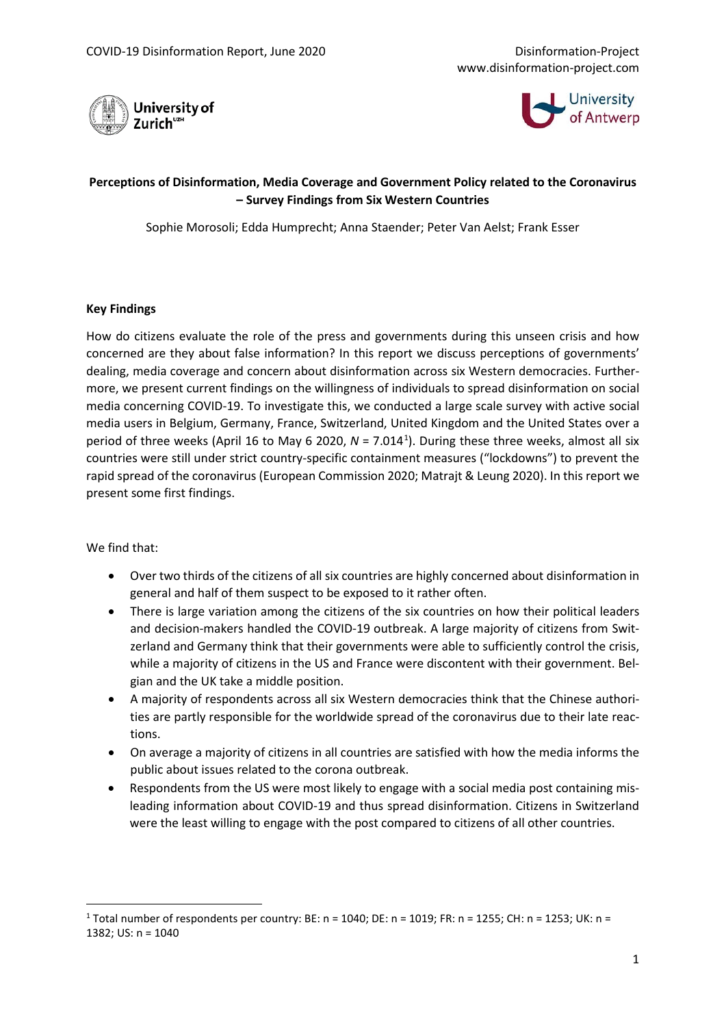COVID-19 Disinformation Report, June 2020

Disinformation-Project
www.disinformation-project.com

University of Zurich

University of Antwerp

# Perceptions of Disinformation, Media Coverage and Government Policy related to the Coronavirus – Survey Findings from Six Western Countries

Sophie Morosoli; Edda Humprecht; Anna Staender; Peter Van Aelst; Frank Esser

## Key Findings

How do citizens evaluate the role of the press and governments during this unseen crisis and how concerned are they about false information? In this report we discuss perceptions of governments' dealing, media coverage and concern about disinformation across six Western democracies. Furthermore, we present current findings on the willingness of individuals to spread disinformation on social media concerning COVID-19. To investigate this, we conducted a large scale survey with active social media users in Belgium, Germany, France, Switzerland, United Kingdom and the United States over a period of three weeks (April 16 to May 6 2020, $N$ = 7.014[1]). During these three weeks, almost all six countries were still under strict country-specific containment measures ("lockdowns") to prevent the rapid spread of the coronavirus (European Commission 2020; Matrajt & Leung 2020). In this report we present some first findings.

We find that:

- Over two thirds of the citizens of all six countries are highly concerned about disinformation in general and half of them suspect to be exposed to it rather often.
- There is large variation among the citizens of the six countries on how their political leaders and decision-makers handled the COVID-19 outbreak. A large majority of citizens from Switzerland and Germany think that their governments were able to sufficiently control the crisis, while a majority of citizens in the US and France were discontent with their government. Belgian and the UK take a middle position.
- A majority of respondents across all six Western democracies think that the Chinese authorities are partly responsible for the worldwide spread of the coronavirus due to their late reactions.
- On average a majority of citizens in all countries are satisfied with how the media informs the public about issues related to the corona outbreak.
- Respondents from the US were most likely to engage with a social media post containing misleading information about COVID-19 and thus spread disinformation. Citizens in Switzerland were the least willing to engage with the post compared to citizens of all other countries.

---

[1] Total number of respondents per country: BE: n = 1040; DE: n = 1019; FR: n = 1255; CH: n = 1253; UK: n = 1382; US: n = 1040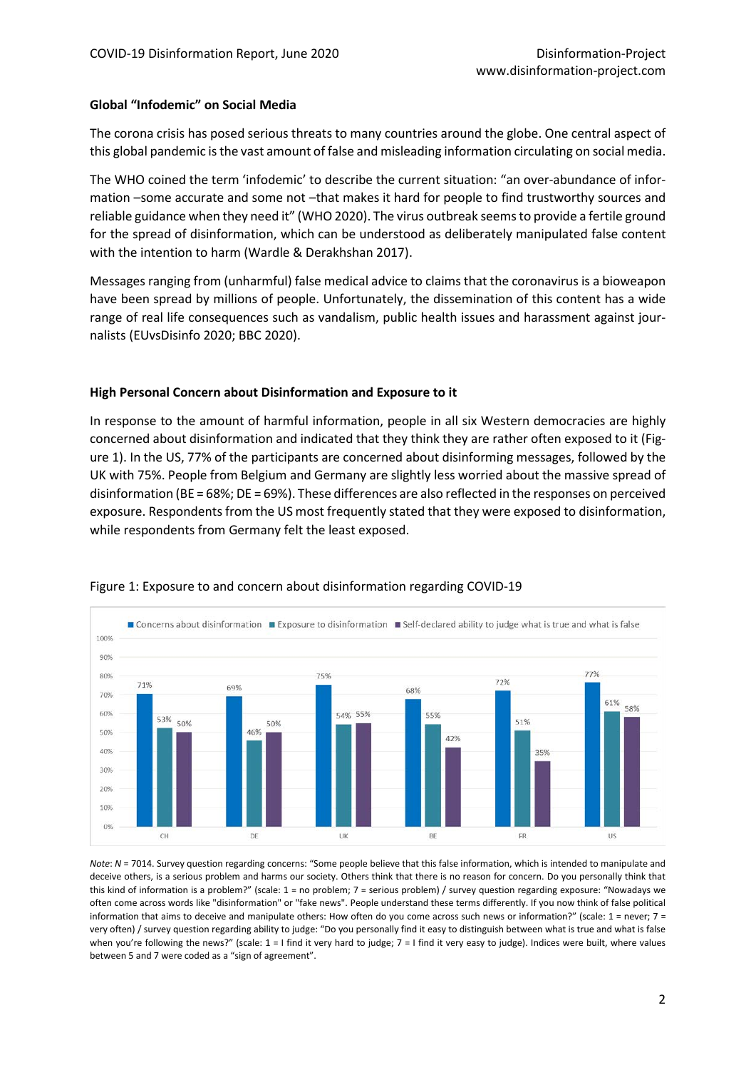**Global "Infodemic" on Social Media**

The corona crisis has posed serious threats to many countries around the globe. One central aspect of this global pandemic is the vast amount of false and misleading information circulating on social media.

The WHO coined the term 'infodemic' to describe the current situation: "an over-abundance of information –some accurate and some not –that makes it hard for people to find trustworthy sources and reliable guidance when they need it" (WHO 2020). The virus outbreak seems to provide a fertile ground for the spread of disinformation, which can be understood as deliberately manipulated false content with the intention to harm (Wardle & Derakhshan 2017).

Messages ranging from (unharmful) false medical advice to claims that the coronavirus is a bioweapon have been spread by millions of people. Unfortunately, the dissemination of this content has a wide range of real life consequences such as vandalism, public health issues and harassment against journalists (EUvsDisinfo 2020; BBC 2020).

**High Personal Concern about Disinformation and Exposure to it**

In response to the amount of harmful information, people in all six Western democracies are highly concerned about disinformation and indicated that they think they are rather often exposed to it (Figure 1). In the US, 77% of the participants are concerned about disinforming messages, followed by the UK with 75%. People from Belgium and Germany are slightly less worried about the massive spread of disinformation (BE = 68%; DE = 69%). These differences are also reflected in the responses on perceived exposure. Respondents from the US most frequently stated that they were exposed to disinformation, while respondents from Germany felt the least exposed.

Figure 1: Exposure to and concern about disinformation regarding COVID-19

| | CH | DE | UK | BE | FR | US |
|---|---|---|---|---|---|---|
| Concerns about disinformation | 71% | 69% | 75% | 68% | 72% | 77% |
| Exposure to disinformation | 53% | 46% | 54% | 55% | 51% | 61% |
| Self-declared ability to judge what is true and what is false | 50% | 50% | 55% | 42% | 35% | 58% |

*Note*: *N* = 7014. Survey question regarding concerns: "Some people believe that this false information, which is intended to manipulate and deceive others, is a serious problem and harms our society. Others think that there is no reason for concern. Do you personally think that this kind of information is a problem?" (scale: 1 = no problem; 7 = serious problem) / survey question regarding exposure: "Nowadays we often come across words like "disinformation" or "fake news". People understand these terms differently. If you now think of false political information that aims to deceive and manipulate others: How often do you come across such news or information?" (scale: 1 = never; 7 = very often) / survey question regarding ability to judge: "Do you personally find it easy to distinguish between what is true and what is false when you're following the news?" (scale: 1 = I find it very hard to judge; 7 = I find it very easy to judge). Indices were built, where values between 5 and 7 were coded as a "sign of agreement".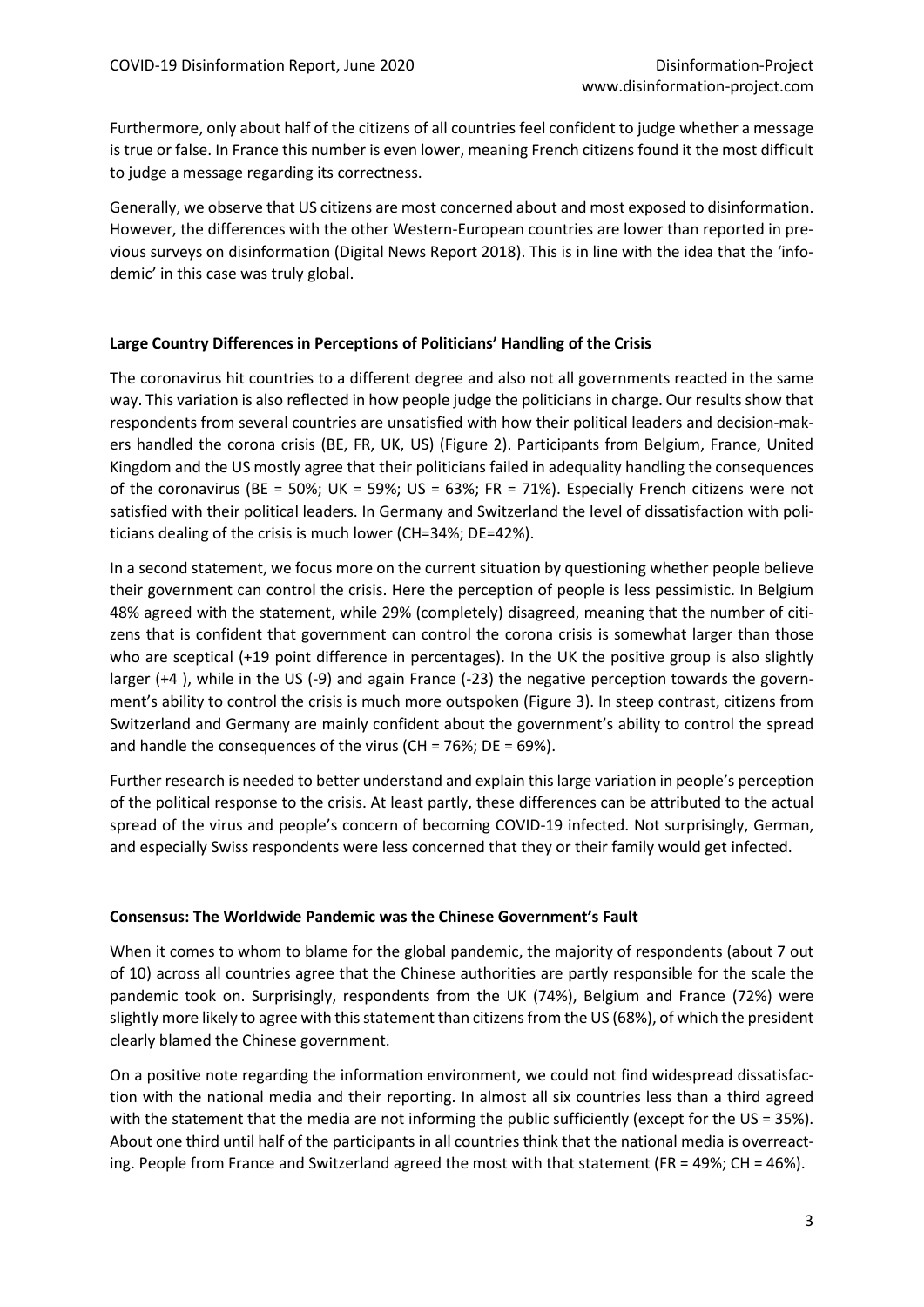Furthermore, only about half of the citizens of all countries feel confident to judge whether a message is true or false. In France this number is even lower, meaning French citizens found it the most difficult to judge a message regarding its correctness.

Generally, we observe that US citizens are most concerned about and most exposed to disinformation. However, the differences with the other Western-European countries are lower than reported in previous surveys on disinformation (Digital News Report 2018). This is in line with the idea that the 'infodemic' in this case was truly global.

**Large Country Differences in Perceptions of Politicians' Handling of the Crisis**

The coronavirus hit countries to a different degree and also not all governments reacted in the same way. This variation is also reflected in how people judge the politicians in charge. Our results show that respondents from several countries are unsatisfied with how their political leaders and decision-makers handled the corona crisis (BE, FR, UK, US) (Figure 2). Participants from Belgium, France, United Kingdom and the US mostly agree that their politicians failed in adequality handling the consequences of the coronavirus (BE = 50%; UK = 59%; US = 63%; FR = 71%). Especially French citizens were not satisfied with their political leaders. In Germany and Switzerland the level of dissatisfaction with politicians dealing of the crisis is much lower (CH=34%; DE=42%).

In a second statement, we focus more on the current situation by questioning whether people believe their government can control the crisis. Here the perception of people is less pessimistic. In Belgium 48% agreed with the statement, while 29% (completely) disagreed, meaning that the number of citizens that is confident that government can control the corona crisis is somewhat larger than those who are sceptical (+19 point difference in percentages). In the UK the positive group is also slightly larger (+4 ), while in the US (-9) and again France (-23) the negative perception towards the government's ability to control the crisis is much more outspoken (Figure 3). In steep contrast, citizens from Switzerland and Germany are mainly confident about the government's ability to control the spread and handle the consequences of the virus (CH = 76%; DE = 69%).

Further research is needed to better understand and explain this large variation in people's perception of the political response to the crisis. At least partly, these differences can be attributed to the actual spread of the virus and people's concern of becoming COVID-19 infected. Not surprisingly, German, and especially Swiss respondents were less concerned that they or their family would get infected.

**Consensus: The Worldwide Pandemic was the Chinese Government's Fault**

When it comes to whom to blame for the global pandemic, the majority of respondents (about 7 out of 10) across all countries agree that the Chinese authorities are partly responsible for the scale the pandemic took on. Surprisingly, respondents from the UK (74%), Belgium and France (72%) were slightly more likely to agree with this statement than citizens from the US (68%), of which the president clearly blamed the Chinese government.

On a positive note regarding the information environment, we could not find widespread dissatisfaction with the national media and their reporting. In almost all six countries less than a third agreed with the statement that the media are not informing the public sufficiently (except for the US = 35%). About one third until half of the participants in all countries think that the national media is overreacting. People from France and Switzerland agreed the most with that statement (FR = 49%; CH = 46%).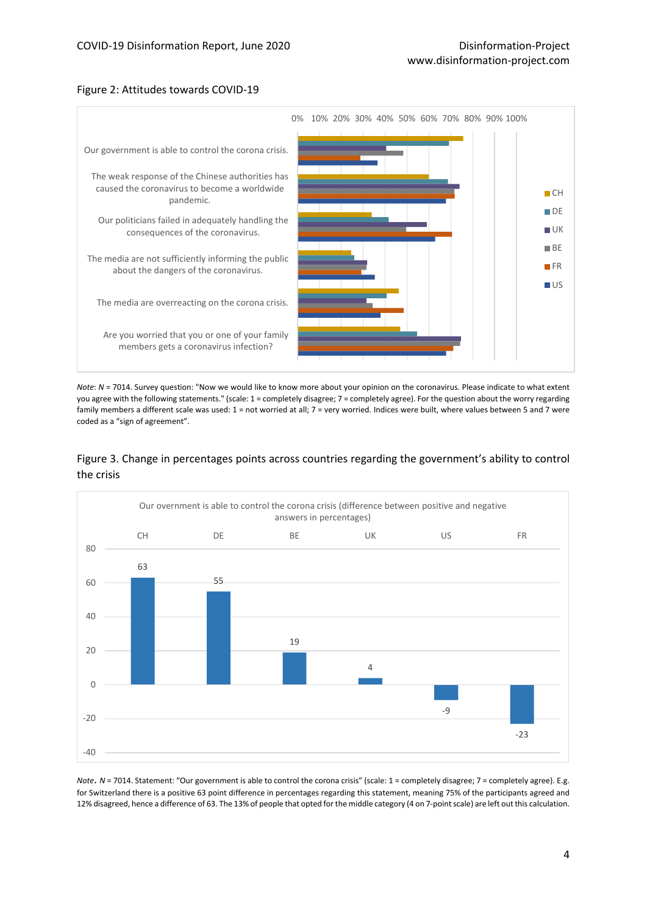Figure 2: Attitudes towards COVID-19

*Note*: *N* = 7014. Survey question: "Now we would like to know more about your opinion on the coronavirus. Please indicate to what extent you agree with the following statements." (scale: 1 = completely disagree; 7 = completely agree). For the question about the worry regarding family members a different scale was used: 1 = not worried at all; 7 = very worried. Indices were built, where values between 5 and 7 were coded as a "sign of agreement".

Figure 3. Change in percentages points across countries regarding the government's ability to control the crisis

*Note*. *N* = 7014. Statement: "Our government is able to control the corona crisis" (scale: 1 = completely disagree; 7 = completely agree). E.g. for Switzerland there is a positive 63 point difference in percentages regarding this statement, meaning 75% of the participants agreed and 12% disagreed, hence a difference of 63. The 13% of people that opted for the middle category (4 on 7-point scale) are left out this calculation.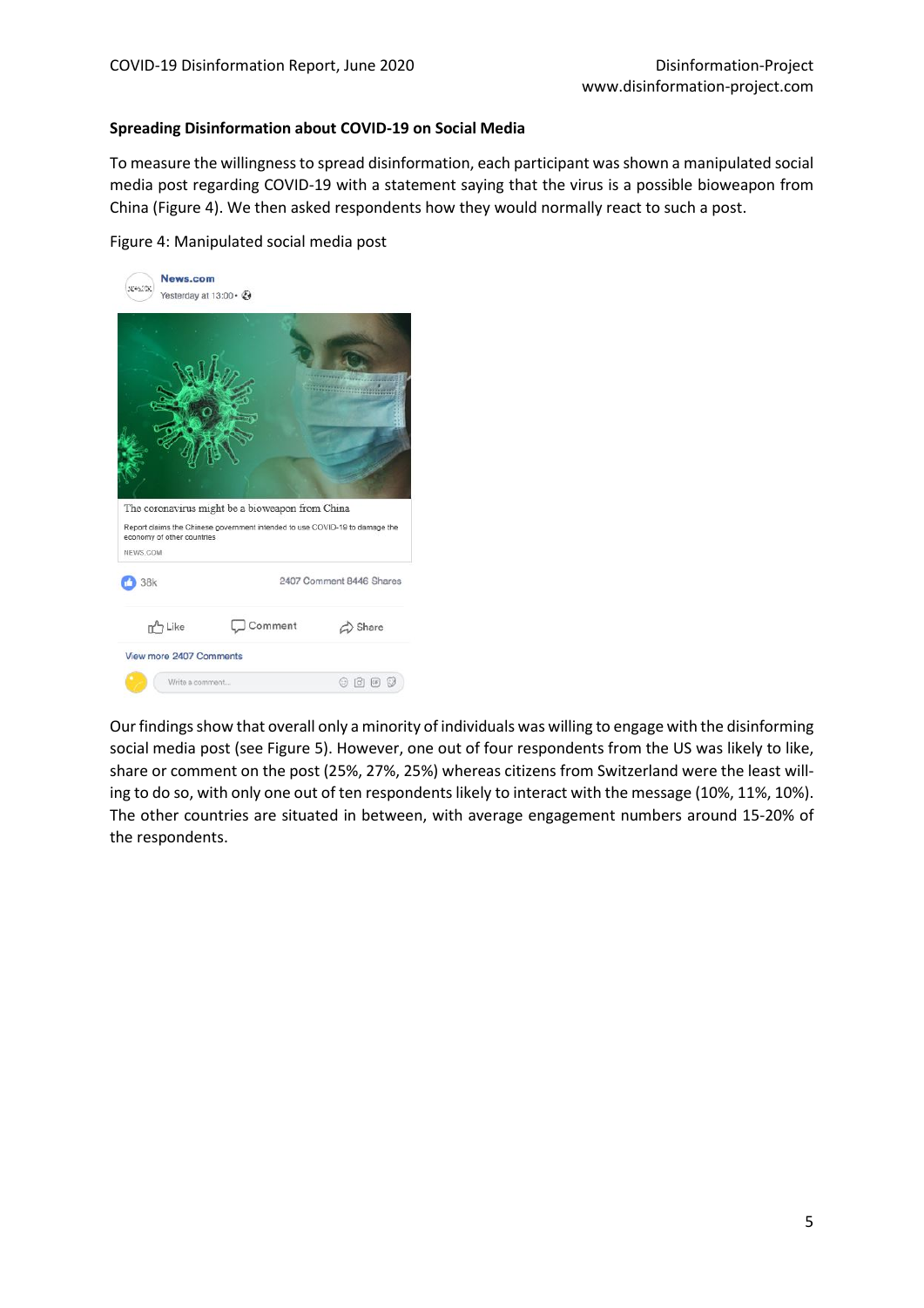**Spreading Disinformation about COVID-19 on Social Media**

To measure the willingness to spread disinformation, each participant was shown a manipulated social media post regarding COVID-19 with a statement saying that the virus is a possible bioweapon from China (Figure 4). We then asked respondents how they would normally react to such a post.

Figure 4: Manipulated social media post

Our findings show that overall only a minority of individuals was willing to engage with the disinforming social media post (see Figure 5). However, one out of four respondents from the US was likely to like, share or comment on the post (25%, 27%, 25%) whereas citizens from Switzerland were the least willing to do so, with only one out of ten respondents likely to interact with the message (10%, 11%, 10%). The other countries are situated in between, with average engagement numbers around 15-20% of the respondents.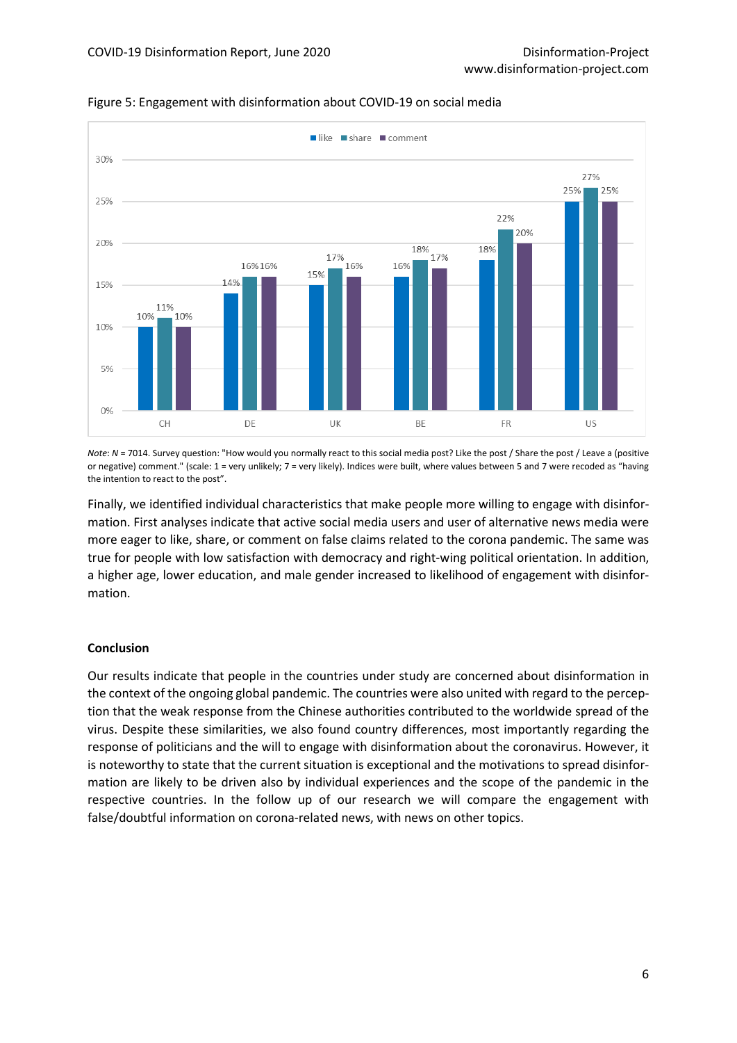Figure 5: Engagement with disinformation about COVID-19 on social media

*Note*: *N* = 7014. Survey question: "How would you normally react to this social media post? Like the post / Share the post / Leave a (positive or negative) comment." (scale: 1 = very unlikely; 7 = very likely). Indices were built, where values between 5 and 7 were recoded as "having the intention to react to the post".

Finally, we identified individual characteristics that make people more willing to engage with disinformation. First analyses indicate that active social media users and user of alternative news media were more eager to like, share, or comment on false claims related to the corona pandemic. The same was true for people with low satisfaction with democracy and right-wing political orientation. In addition, a higher age, lower education, and male gender increased to likelihood of engagement with disinformation.

**Conclusion**

Our results indicate that people in the countries under study are concerned about disinformation in the context of the ongoing global pandemic. The countries were also united with regard to the perception that the weak response from the Chinese authorities contributed to the worldwide spread of the virus. Despite these similarities, we also found country differences, most importantly regarding the response of politicians and the will to engage with disinformation about the coronavirus. However, it is noteworthy to state that the current situation is exceptional and the motivations to spread disinformation are likely to be driven also by individual experiences and the scope of the pandemic in the respective countries. In the follow up of our research we will compare the engagement with false/doubtful information on corona-related news, with news on other topics.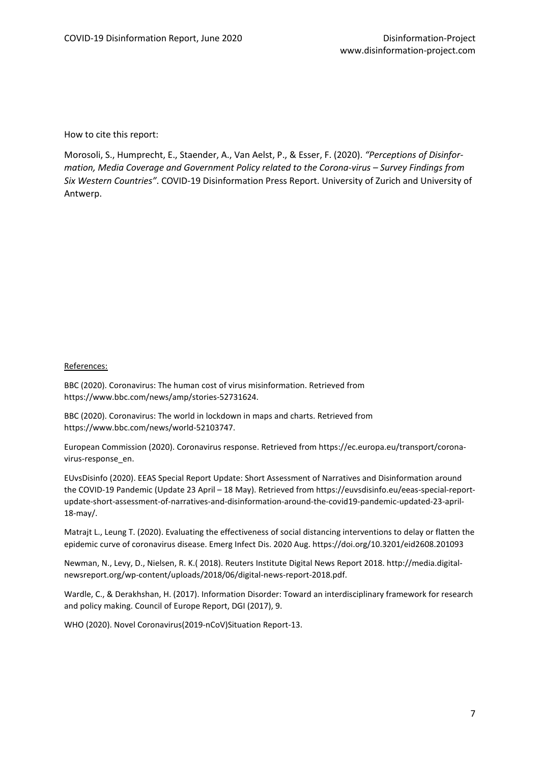How to cite this report:

Morosoli, S., Humprecht, E., Staender, A., Van Aelst, P., & Esser, F. (2020). *"Perceptions of Disinformation, Media Coverage and Government Policy related to the Corona-virus – Survey Findings from Six Western Countries"*. COVID-19 Disinformation Press Report. University of Zurich and University of Antwerp.

References:

BBC (2020). Coronavirus: The human cost of virus misinformation. Retrieved from https://www.bbc.com/news/amp/stories-52731624.

BBC (2020). Coronavirus: The world in lockdown in maps and charts. Retrieved from https://www.bbc.com/news/world-52103747.

European Commission (2020). Coronavirus response. Retrieved from https://ec.europa.eu/transport/coronavirus-response_en.

EUvsDisinfo (2020). EEAS Special Report Update: Short Assessment of Narratives and Disinformation around the COVID-19 Pandemic (Update 23 April – 18 May). Retrieved from https://euvsdisinfo.eu/eeas-special-report-update-short-assessment-of-narratives-and-disinformation-around-the-covid19-pandemic-updated-23-april-18-may/.

Matrajt L., Leung T. (2020). Evaluating the effectiveness of social distancing interventions to delay or flatten the epidemic curve of coronavirus disease. Emerg Infect Dis. 2020 Aug. https://doi.org/10.3201/eid2608.201093

Newman, N., Levy, D., Nielsen, R. K.( 2018). Reuters Institute Digital News Report 2018. http://media.digitalnewsreport.org/wp-content/uploads/2018/06/digital-news-report-2018.pdf.

Wardle, C., & Derakhshan, H. (2017). Information Disorder: Toward an interdisciplinary framework for research and policy making. Council of Europe Report, DGI (2017), 9.

WHO (2020). Novel Coronavirus(2019-nCoV)Situation Report-13.